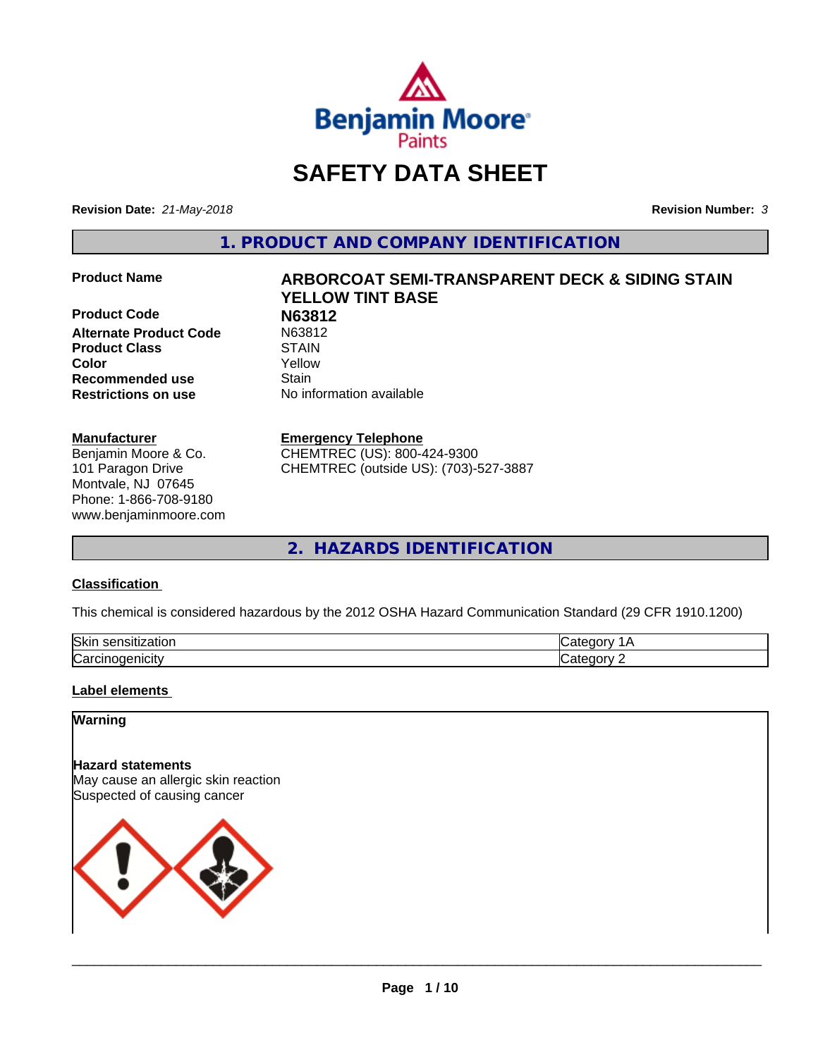# SAFETY DATA SHEET

**Revision Date:** *21-May-2018*

**Revision Number:** *3*

## 1. PRODUCT AND COMPANY IDENTIFICATION

| | |
|---|---|
| **Product Name** | **ARBORCOAT SEMI-TRANSPARENT DECK & SIDING STAIN YELLOW TINT BASE** |
| **Product Code** | **N63812** |
| **Alternate Product Code** | N63812 |
| **Product Class** | STAIN |
| **Color** | Yellow |
| **Recommended use** | Stain |
| **Restrictions on use** | No information available |

**Manufacturer**
Benjamin Moore & Co.
101 Paragon Drive
Montvale, NJ 07645
Phone: 1-866-708-9180
www.benjaminmoore.com

**Emergency Telephone**
CHEMTREC (US): 800-424-9300
CHEMTREC (outside US): (703)-527-3887

## 2. HAZARDS IDENTIFICATION

**Classification**

This chemical is considered hazardous by the 2012 OSHA Hazard Communication Standard (29 CFR 1910.1200)

| | |
|---|---|
| Skin sensitization | Category 1A |
| Carcinogenicity | Category 2 |

**Label elements**

**Warning**

**Hazard statements**
May cause an allergic skin reaction
Suspected of causing cancer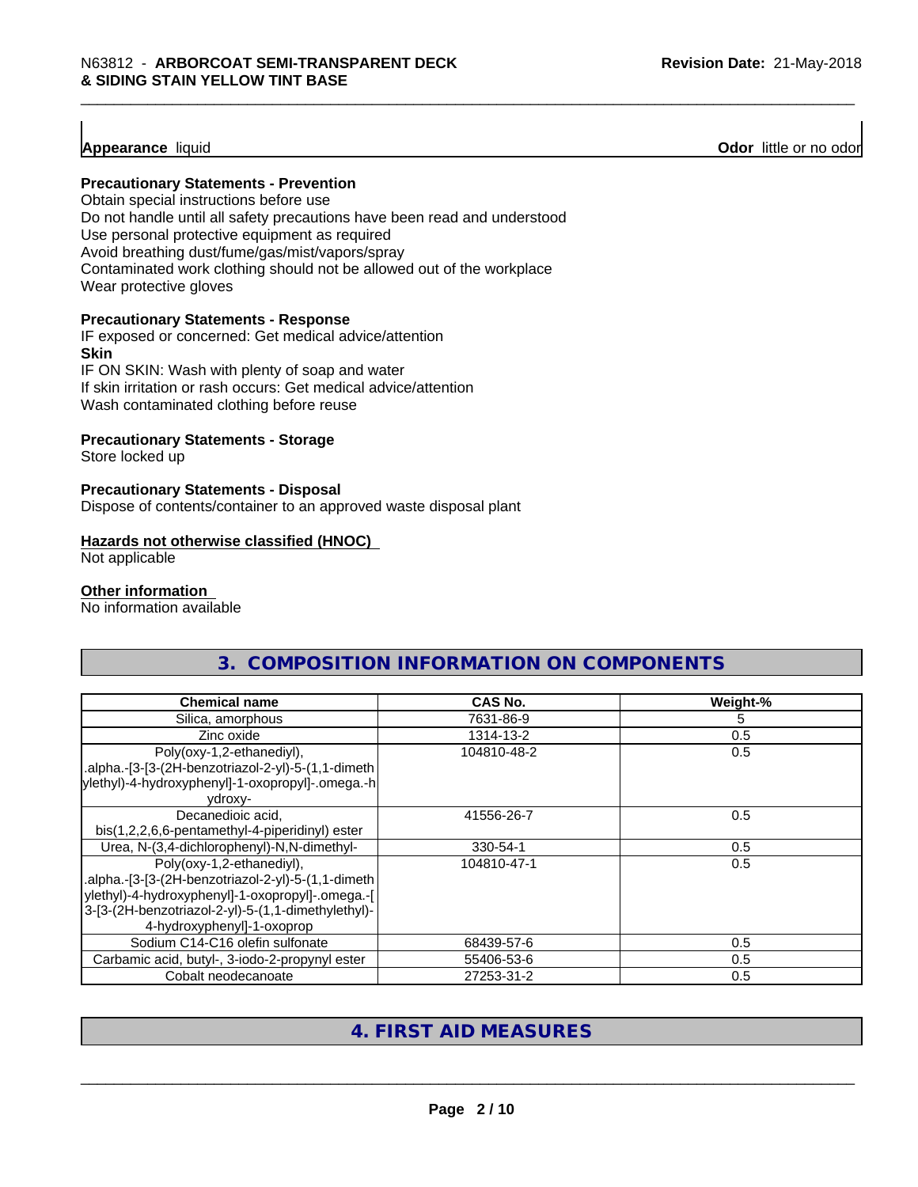**Appearance** liquid **Odor** little or no odor

**Precautionary Statements - Prevention**

Obtain special instructions before use
Do not handle until all safety precautions have been read and understood
Use personal protective equipment as required
Avoid breathing dust/fume/gas/mist/vapors/spray
Contaminated work clothing should not be allowed out of the workplace
Wear protective gloves

**Precautionary Statements - Response**

IF exposed or concerned: Get medical advice/attention

**Skin**

IF ON SKIN: Wash with plenty of soap and water
If skin irritation or rash occurs: Get medical advice/attention
Wash contaminated clothing before reuse

**Precautionary Statements - Storage**

Store locked up

**Precautionary Statements - Disposal**

Dispose of contents/container to an approved waste disposal plant

**Hazards not otherwise classified (HNOC)**

Not applicable

**Other information**

No information available

## 3. COMPOSITION INFORMATION ON COMPONENTS

| Chemical name | CAS No. | Weight-% |
|---|---|---|
| Silica, amorphous | 7631-86-9 | 5 |
| Zinc oxide | 1314-13-2 | 0.5 |
| Poly(oxy-1,2-ethanediyl), .alpha.-[3-[3-(2H-benzotriazol-2-yl)-5-(1,1-dimethylethyl)-4-hydroxyphenyl]-1-oxopropyl]-.omega.-hydroxy- | 104810-48-2 | 0.5 |
| Decanedioic acid, bis(1,2,2,6,6-pentamethyl-4-piperidinyl) ester | 41556-26-7 | 0.5 |
| Urea, N-(3,4-dichlorophenyl)-N,N-dimethyl- | 330-54-1 | 0.5 |
| Poly(oxy-1,2-ethanediyl), .alpha.-[3-[3-(2H-benzotriazol-2-yl)-5-(1,1-dimethylethyl)-4-hydroxyphenyl]-1-oxopropyl]-.omega.-[3-[3-(2H-benzotriazol-2-yl)-5-(1,1-dimethylethyl)-4-hydroxyphenyl]-1-oxoprop | 104810-47-1 | 0.5 |
| Sodium C14-C16 olefin sulfonate | 68439-57-6 | 0.5 |
| Carbamic acid, butyl-, 3-iodo-2-propynyl ester | 55406-53-6 | 0.5 |
| Cobalt neodecanoate | 27253-31-2 | 0.5 |

## 4. FIRST AID MEASURES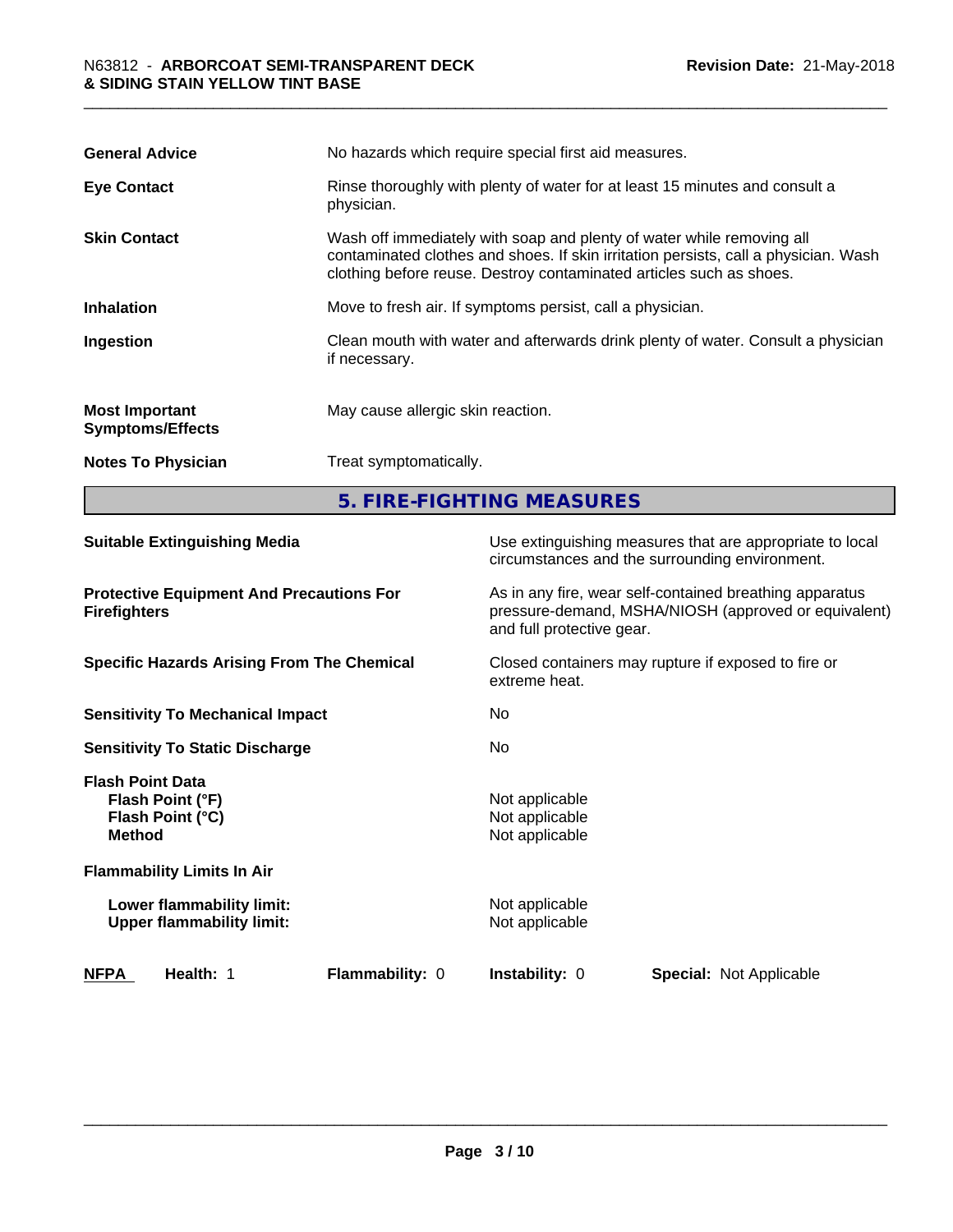| | |
|---|---|
| **General Advice** | No hazards which require special first aid measures. |
| **Eye Contact** | Rinse thoroughly with plenty of water for at least 15 minutes and consult a physician. |
| **Skin Contact** | Wash off immediately with soap and plenty of water while removing all contaminated clothes and shoes. If skin irritation persists, call a physician. Wash clothing before reuse. Destroy contaminated articles such as shoes. |
| **Inhalation** | Move to fresh air. If symptoms persist, call a physician. |
| **Ingestion** | Clean mouth with water and afterwards drink plenty of water. Consult a physician if necessary. |
| **Most Important Symptoms/Effects** | May cause allergic skin reaction. |
| **Notes To Physician** | Treat symptomatically. |

## 5. FIRE-FIGHTING MEASURES

| | |
|---|---|
| **Suitable Extinguishing Media** | Use extinguishing measures that are appropriate to local circumstances and the surrounding environment. |
| **Protective Equipment And Precautions For Firefighters** | As in any fire, wear self-contained breathing apparatus pressure-demand, MSHA/NIOSH (approved or equivalent) and full protective gear. |
| **Specific Hazards Arising From The Chemical** | Closed containers may rupture if exposed to fire or extreme heat. |
| **Sensitivity To Mechanical Impact** | No |
| **Sensitivity To Static Discharge** | No |

**Flash Point Data**

| | |
|---|---|
| **Flash Point (°F)** | Not applicable |
| **Flash Point (°C)** | Not applicable |
| **Method** | Not applicable |

**Flammability Limits In Air**

| | |
|---|---|
| **Lower flammability limit:** | Not applicable |
| **Upper flammability limit:** | Not applicable |

| **NFPA** | **Health:** 1 | **Flammability:** 0 | **Instability:** 0 | **Special:** Not Applicable |
|---|---|---|---|---|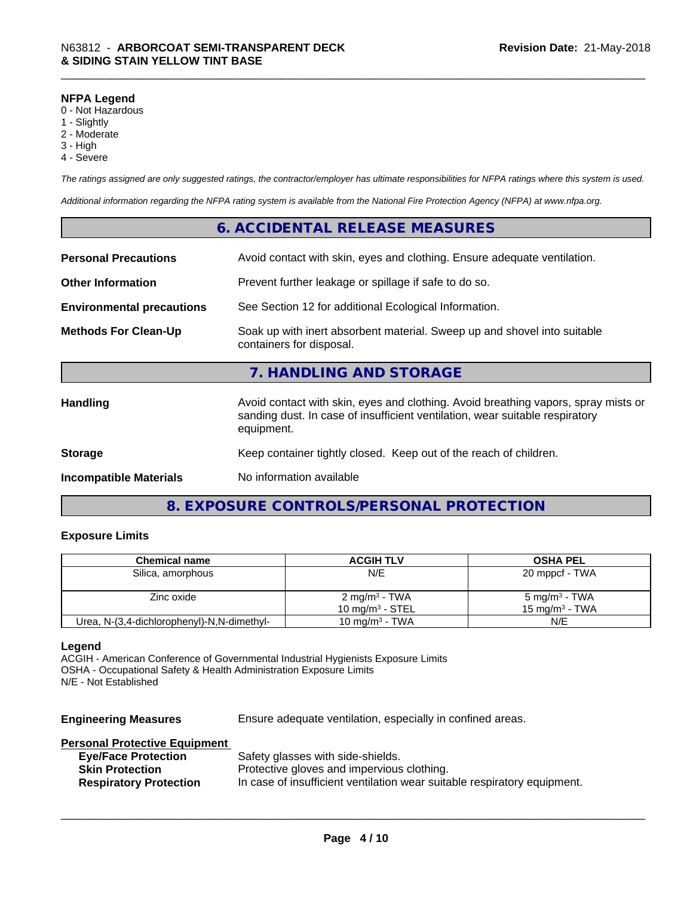**NFPA Legend**
0 - Not Hazardous
1 - Slightly
2 - Moderate
3 - High
4 - Severe

*The ratings assigned are only suggested ratings, the contractor/employer has ultimate responsibilities for NFPA ratings where this system is used.*

*Additional information regarding the NFPA rating system is available from the National Fire Protection Agency (NFPA) at www.nfpa.org.*

## 6. ACCIDENTAL RELEASE MEASURES

**Personal Precautions** Avoid contact with skin, eyes and clothing. Ensure adequate ventilation.

**Other Information** Prevent further leakage or spillage if safe to do so.

**Environmental precautions** See Section 12 for additional Ecological Information.

**Methods For Clean-Up** Soak up with inert absorbent material. Sweep up and shovel into suitable containers for disposal.

## 7. HANDLING AND STORAGE

**Handling** Avoid contact with skin, eyes and clothing. Avoid breathing vapors, spray mists or sanding dust. In case of insufficient ventilation, wear suitable respiratory equipment.

**Storage** Keep container tightly closed. Keep out of the reach of children.

**Incompatible Materials** No information available

## 8. EXPOSURE CONTROLS/PERSONAL PROTECTION

### Exposure Limits

| Chemical name | ACGIH TLV | OSHA PEL |
|---|---|---|
| Silica, amorphous | N/E | 20 mppcf - TWA |
| Zinc oxide | 2 mg/m³ - TWA<br>10 mg/m³ - STEL | 5 mg/m³ - TWA<br>15 mg/m³ - TWA |
| Urea, N-(3,4-dichlorophenyl)-N,N-dimethyl- | 10 mg/m³ - TWA | N/E |

**Legend**
ACGIH - American Conference of Governmental Industrial Hygienists Exposure Limits
OSHA - Occupational Safety & Health Administration Exposure Limits
N/E - Not Established

**Engineering Measures** Ensure adequate ventilation, especially in confined areas.

**Personal Protective Equipment**
- **Eye/Face Protection** Safety glasses with side-shields.
- **Skin Protection** Protective gloves and impervious clothing.
- **Respiratory Protection** In case of insufficient ventilation wear suitable respiratory equipment.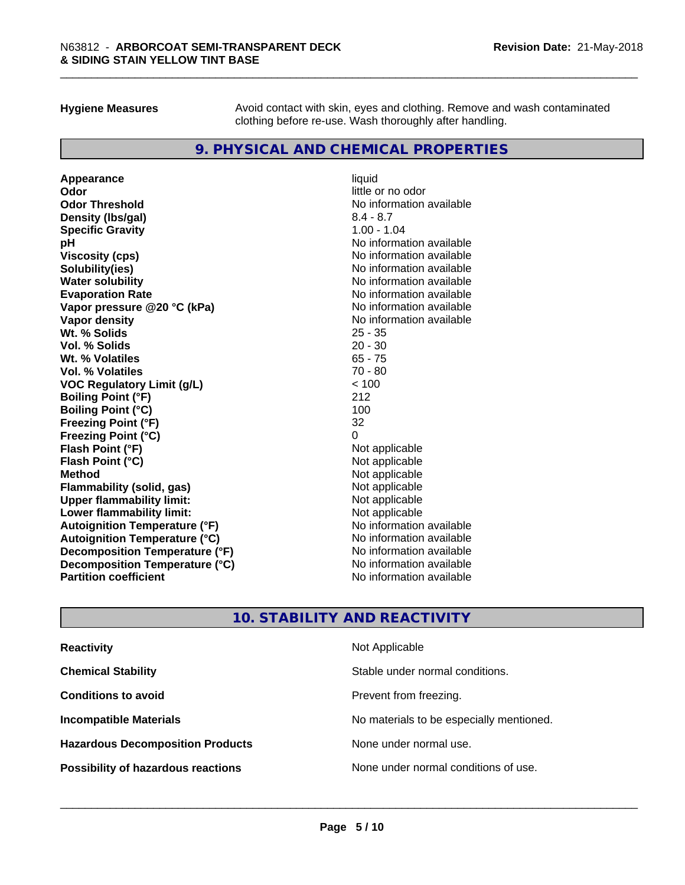| | |
|---|---|
| **Hygiene Measures** | Avoid contact with skin, eyes and clothing. Remove and wash contaminated clothing before re-use. Wash thoroughly after handling. |

## 9. PHYSICAL AND CHEMICAL PROPERTIES

| | |
|---|---|
| **Appearance** | liquid |
| **Odor** | little or no odor |
| **Odor Threshold** | No information available |
| **Density (lbs/gal)** | 8.4 - 8.7 |
| **Specific Gravity** | 1.00 - 1.04 |
| **pH** | No information available |
| **Viscosity (cps)** | No information available |
| **Solubility(ies)** | No information available |
| **Water solubility** | No information available |
| **Evaporation Rate** | No information available |
| **Vapor pressure @20 °C (kPa)** | No information available |
| **Vapor density** | No information available |
| **Wt. % Solids** | 25 - 35 |
| **Vol. % Solids** | 20 - 30 |
| **Wt. % Volatiles** | 65 - 75 |
| **Vol. % Volatiles** | 70 - 80 |
| **VOC Regulatory Limit (g/L)** | < 100 |
| **Boiling Point (°F)** | 212 |
| **Boiling Point (°C)** | 100 |
| **Freezing Point (°F)** | 32 |
| **Freezing Point (°C)** | 0 |
| **Flash Point (°F)** | Not applicable |
| **Flash Point (°C)** | Not applicable |
| **Method** | Not applicable |
| **Flammability (solid, gas)** | Not applicable |
| **Upper flammability limit:** | Not applicable |
| **Lower flammability limit:** | Not applicable |
| **Autoignition Temperature (°F)** | No information available |
| **Autoignition Temperature (°C)** | No information available |
| **Decomposition Temperature (°F)** | No information available |
| **Decomposition Temperature (°C)** | No information available |
| **Partition coefficient** | No information available |

## 10. STABILITY AND REACTIVITY

| | |
|---|---|
| **Reactivity** | Not Applicable |
| **Chemical Stability** | Stable under normal conditions. |
| **Conditions to avoid** | Prevent from freezing. |
| **Incompatible Materials** | No materials to be especially mentioned. |
| **Hazardous Decomposition Products** | None under normal use. |
| **Possibility of hazardous reactions** | None under normal conditions of use. |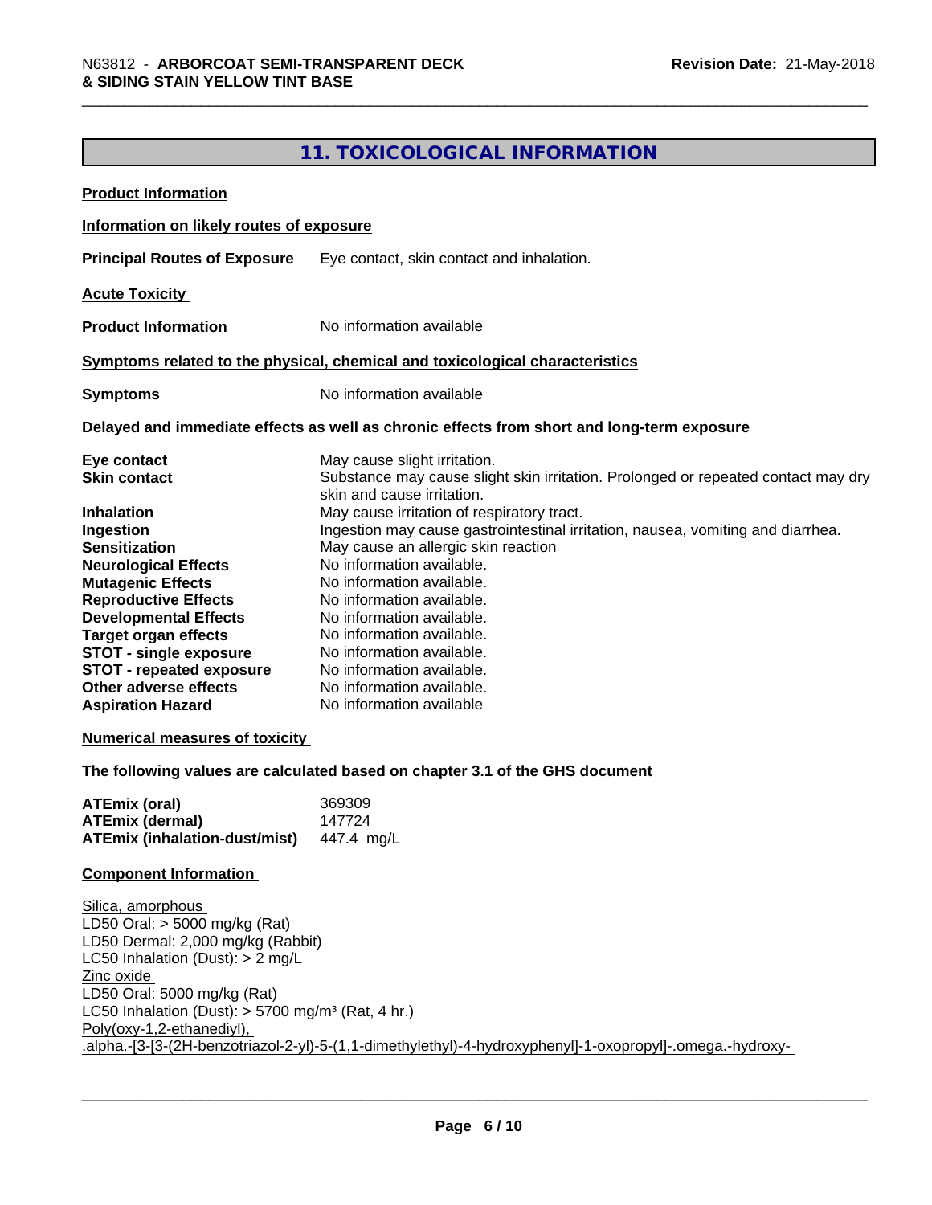## 11. TOXICOLOGICAL INFORMATION

**Product Information**

**Information on likely routes of exposure**

**Principal Routes of Exposure** Eye contact, skin contact and inhalation.

**Acute Toxicity**

**Product Information** No information available

**Symptoms related to the physical, chemical and toxicological characteristics**

**Symptoms** No information available

**Delayed and immediate effects as well as chronic effects from short and long-term exposure**

| | |
|---|---|
| **Eye contact** | May cause slight irritation. |
| **Skin contact** | Substance may cause slight skin irritation. Prolonged or repeated contact may dry skin and cause irritation. |
| **Inhalation** | May cause irritation of respiratory tract. |
| **Ingestion** | Ingestion may cause gastrointestinal irritation, nausea, vomiting and diarrhea. |
| **Sensitization** | May cause an allergic skin reaction |
| **Neurological Effects** | No information available. |
| **Mutagenic Effects** | No information available. |
| **Reproductive Effects** | No information available. |
| **Developmental Effects** | No information available. |
| **Target organ effects** | No information available. |
| **STOT - single exposure** | No information available. |
| **STOT - repeated exposure** | No information available. |
| **Other adverse effects** | No information available. |
| **Aspiration Hazard** | No information available |

**Numerical measures of toxicity**

**The following values are calculated based on chapter 3.1 of the GHS document**

| | |
|---|---|
| **ATEmix (oral)** | 369309 |
| **ATEmix (dermal)** | 147724 |
| **ATEmix (inhalation-dust/mist)** | 447.4 mg/L |

**Component Information**

Silica, amorphous
LD50 Oral: > 5000 mg/kg (Rat)
LD50 Dermal: 2,000 mg/kg (Rabbit)
LC50 Inhalation (Dust): > 2 mg/L
Zinc oxide
LD50 Oral: 5000 mg/kg (Rat)
LC50 Inhalation (Dust): > 5700 mg/m³ (Rat, 4 hr.)
Poly(oxy-1,2-ethanediyl), .alpha.-[3-[3-(2H-benzotriazol-2-yl)-5-(1,1-dimethylethyl)-4-hydroxyphenyl]-1-oxopropyl]-.omega.-hydroxy-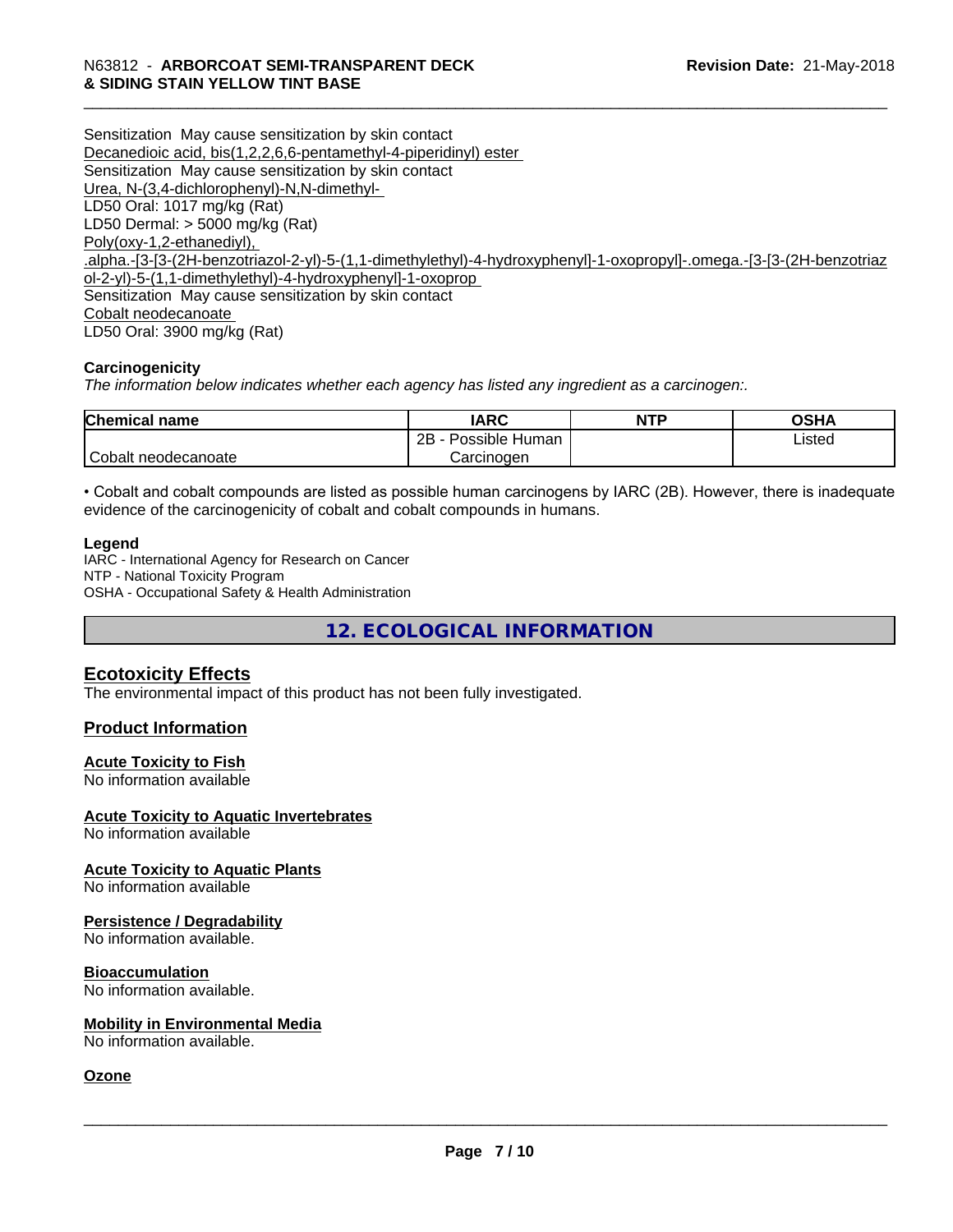Sensitization May cause sensitization by skin contact

Decanedioic acid, bis(1,2,2,6,6-pentamethyl-4-piperidinyl) ester

Sensitization May cause sensitization by skin contact

Urea, N-(3,4-dichlorophenyl)-N,N-dimethyl-

LD50 Oral: 1017 mg/kg (Rat)

LD50 Dermal: > 5000 mg/kg (Rat)

Poly(oxy-1,2-ethanediyl), .alpha.-[3-[3-(2H-benzotriazol-2-yl)-5-(1,1-dimethylethyl)-4-hydroxyphenyl]-1-oxopropyl]-.omega.-[3-[3-(2H-benzotriazol-2-yl)-5-(1,1-dimethylethyl)-4-hydroxyphenyl]-1-oxoprop

Sensitization May cause sensitization by skin contact

Cobalt neodecanoate

LD50 Oral: 3900 mg/kg (Rat)

**Carcinogenicity**

*The information below indicates whether each agency has listed any ingredient as a carcinogen:.*

| Chemical name | IARC | NTP | OSHA |
|---|---|---|---|
| Cobalt neodecanoate | 2B - Possible Human Carcinogen | | Listed |

• Cobalt and cobalt compounds are listed as possible human carcinogens by IARC (2B). However, there is inadequate evidence of the carcinogenicity of cobalt and cobalt compounds in humans.

**Legend**

IARC - International Agency for Research on Cancer
NTP - National Toxicity Program
OSHA - Occupational Safety & Health Administration

## 12. ECOLOGICAL INFORMATION

### Ecotoxicity Effects

The environmental impact of this product has not been fully investigated.

### Product Information

**Acute Toxicity to Fish**

No information available

**Acute Toxicity to Aquatic Invertebrates**

No information available

**Acute Toxicity to Aquatic Plants**

No information available

**Persistence / Degradability**

No information available.

**Bioaccumulation**

No information available.

**Mobility in Environmental Media**

No information available.

**Ozone**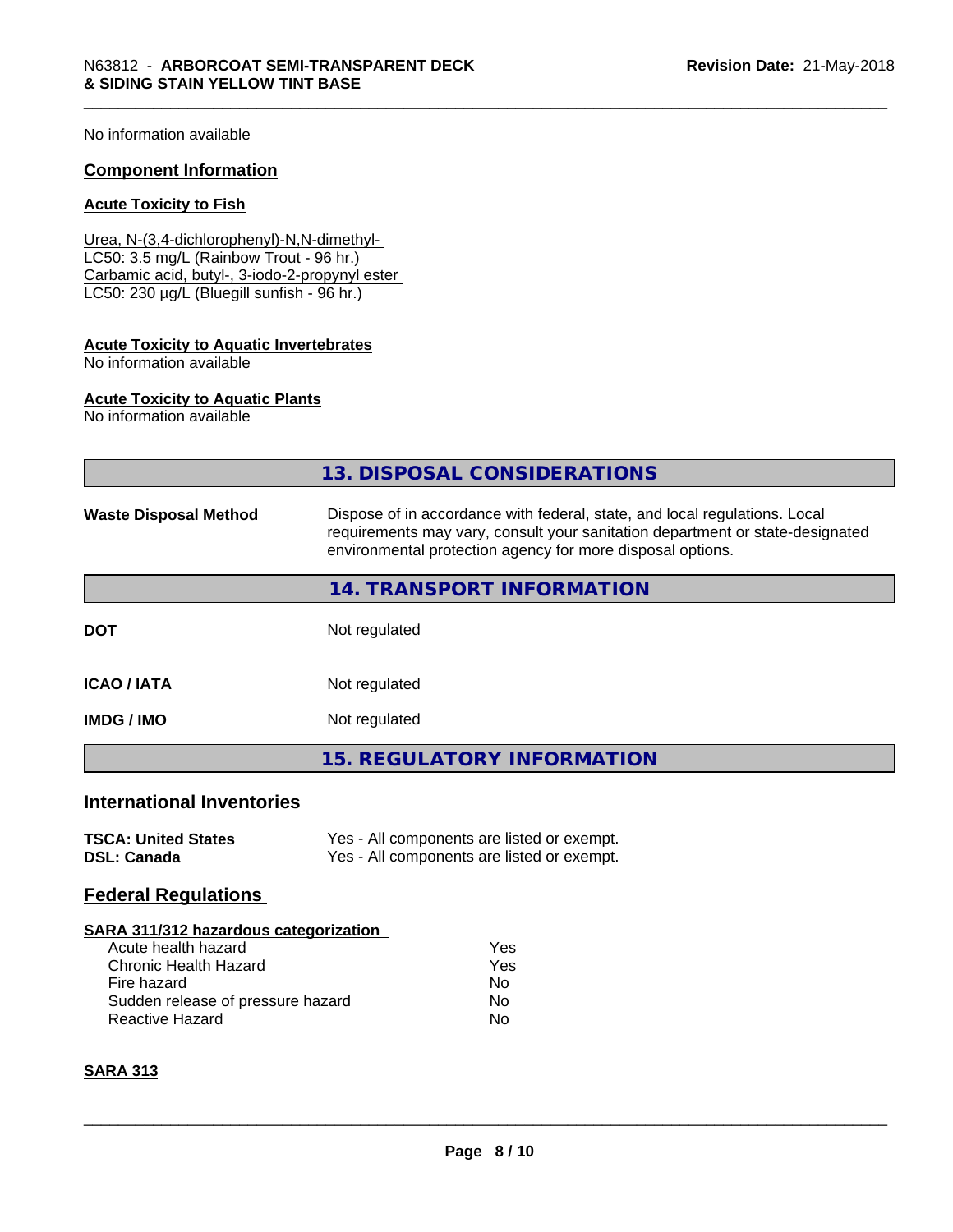No information available

## Component Information

### Acute Toxicity to Fish

Urea, N-(3,4-dichlorophenyl)-N,N-dimethyl-
LC50: 3.5 mg/L (Rainbow Trout - 96 hr.)
Carbamic acid, butyl-, 3-iodo-2-propynyl ester
LC50: 230 µg/L (Bluegill sunfish - 96 hr.)

### Acute Toxicity to Aquatic Invertebrates

No information available

### Acute Toxicity to Aquatic Plants

No information available

## 13. DISPOSAL CONSIDERATIONS

| | |
|---|---|
| **Waste Disposal Method** | Dispose of in accordance with federal, state, and local regulations. Local requirements may vary, consult your sanitation department or state-designated environmental protection agency for more disposal options. |

## 14. TRANSPORT INFORMATION

| | |
|---|---|
| **DOT** | Not regulated |
| **ICAO / IATA** | Not regulated |
| **IMDG / IMO** | Not regulated |

## 15. REGULATORY INFORMATION

## International Inventories

| | |
|---|---|
| **TSCA: United States** | Yes - All components are listed or exempt. |
| **DSL: Canada** | Yes - All components are listed or exempt. |

## Federal Regulations

### SARA 311/312 hazardous categorization

| | |
|---|---|
| Acute health hazard | Yes |
| Chronic Health Hazard | Yes |
| Fire hazard | No |
| Sudden release of pressure hazard | No |
| Reactive Hazard | No |

### SARA 313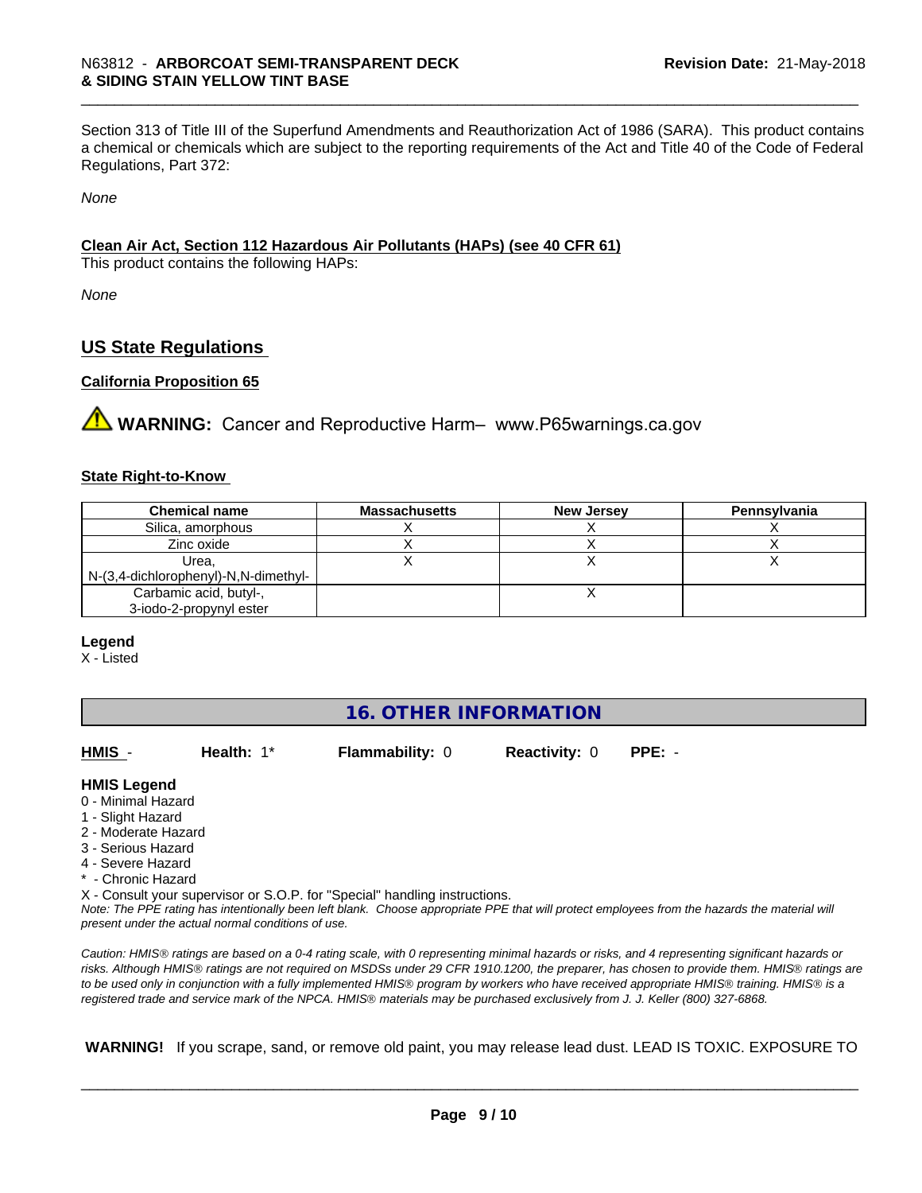Section 313 of Title III of the Superfund Amendments and Reauthorization Act of 1986 (SARA). This product contains a chemical or chemicals which are subject to the reporting requirements of the Act and Title 40 of the Code of Federal Regulations, Part 372:

*None*

**Clean Air Act, Section 112 Hazardous Air Pollutants (HAPs) (see 40 CFR 61)**

This product contains the following HAPs:

*None*

## US State Regulations

**California Proposition 65**

⚠ **WARNING:** Cancer and Reproductive Harm– www.P65warnings.ca.gov

**State Right-to-Know**

| Chemical name | Massachusetts | New Jersey | Pennsylvania |
|---|---|---|---|
| Silica, amorphous | X | X | X |
| Zinc oxide | X | X | X |
| Urea, N-(3,4-dichlorophenyl)-N,N-dimethyl- | X | X | X |
| Carbamic acid, butyl-, 3-iodo-2-propynyl ester | | X | |

**Legend**

X - Listed

## 16. OTHER INFORMATION

**HMIS** - **Health:** 1* **Flammability:** 0 **Reactivity:** 0 **PPE:** -

**HMIS Legend**

0 - Minimal Hazard
1 - Slight Hazard
2 - Moderate Hazard
3 - Serious Hazard
4 - Severe Hazard
* - Chronic Hazard
X - Consult your supervisor or S.O.P. for "Special" handling instructions.

*Note: The PPE rating has intentionally been left blank. Choose appropriate PPE that will protect employees from the hazards the material will present under the actual normal conditions of use.*

*Caution: HMIS® ratings are based on a 0-4 rating scale, with 0 representing minimal hazards or risks, and 4 representing significant hazards or risks. Although HMIS® ratings are not required on MSDSs under 29 CFR 1910.1200, the preparer, has chosen to provide them. HMIS® ratings are to be used only in conjunction with a fully implemented HMIS® program by workers who have received appropriate HMIS® training. HMIS® is a registered trade and service mark of the NPCA. HMIS® materials may be purchased exclusively from J. J. Keller (800) 327-6868.*

**WARNING!** If you scrape, sand, or remove old paint, you may release lead dust. LEAD IS TOXIC. EXPOSURE TO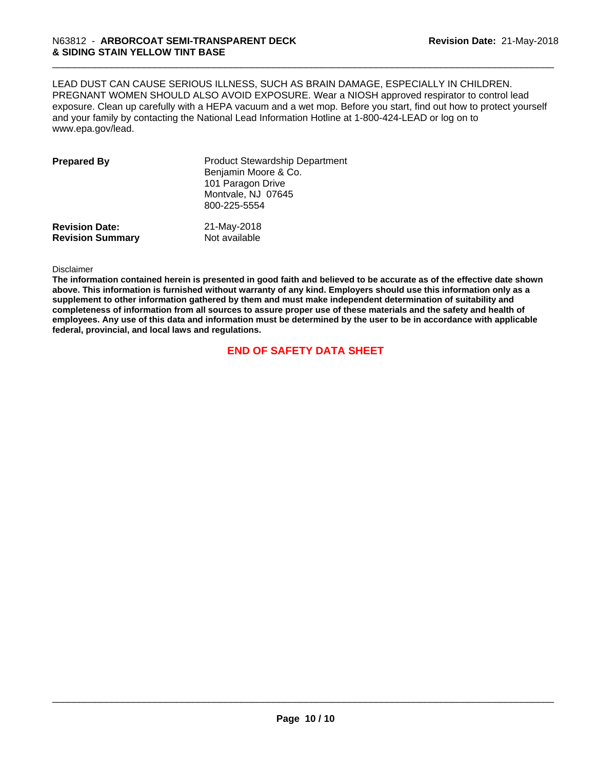LEAD DUST CAN CAUSE SERIOUS ILLNESS, SUCH AS BRAIN DAMAGE, ESPECIALLY IN CHILDREN. PREGNANT WOMEN SHOULD ALSO AVOID EXPOSURE. Wear a NIOSH approved respirator to control lead exposure. Clean up carefully with a HEPA vacuum and a wet mop. Before you start, find out how to protect yourself and your family by contacting the National Lead Information Hotline at 1-800-424-LEAD or log on to www.epa.gov/lead.

| | |
|---|---|
| **Prepared By** | Product Stewardship Department<br>Benjamin Moore & Co.<br>101 Paragon Drive<br>Montvale, NJ 07645<br>800-225-5554 |
| **Revision Date:** | 21-May-2018 |
| **Revision Summary** | Not available |

Disclaimer

**The information contained herein is presented in good faith and believed to be accurate as of the effective date shown above. This information is furnished without warranty of any kind. Employers should use this information only as a supplement to other information gathered by them and must make independent determination of suitability and completeness of information from all sources to assure proper use of these materials and the safety and health of employees. Any use of this data and information must be determined by the user to be in accordance with applicable federal, provincial, and local laws and regulations.**

**END OF SAFETY DATA SHEET**